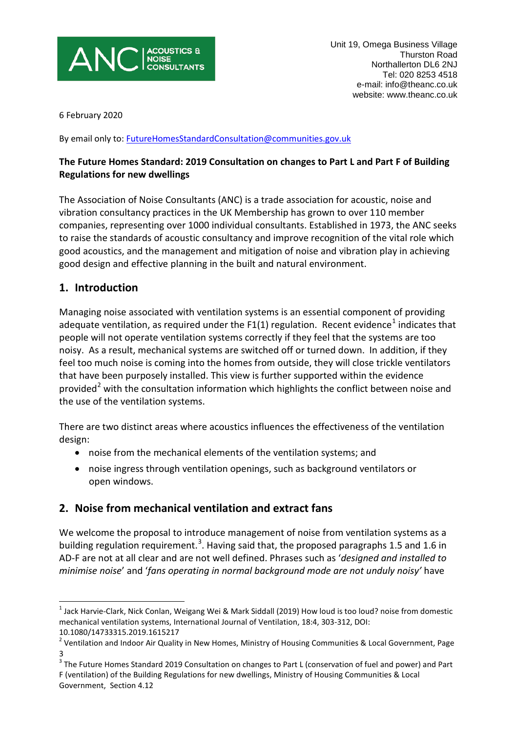ANC | ACOUSTICS & NOISE CONSULTANTS

Unit 19, Omega Business Village
Thurston Road
Northallerton DL6 2NJ
Tel: 020 8253 4518
e-mail: info@theanc.co.uk
website: www.theanc.co.uk

6 February 2020

By email only to: FutureHomesStandardConsultation@communities.gov.uk

**The Future Homes Standard: 2019 Consultation on changes to Part L and Part F of Building Regulations for new dwellings**

The Association of Noise Consultants (ANC) is a trade association for acoustic, noise and vibration consultancy practices in the UK Membership has grown to over 110 member companies, representing over 1000 individual consultants. Established in 1973, the ANC seeks to raise the standards of acoustic consultancy and improve recognition of the vital role which good acoustics, and the management and mitigation of noise and vibration play in achieving good design and effective planning in the built and natural environment.

## 1. Introduction

Managing noise associated with ventilation systems is an essential component of providing adequate ventilation, as required under the F1(1) regulation. Recent evidence[1] indicates that people will not operate ventilation systems correctly if they feel that the systems are too noisy. As a result, mechanical systems are switched off or turned down. In addition, if they feel too much noise is coming into the homes from outside, they will close trickle ventilators that have been purposely installed. This view is further supported within the evidence provided[2] with the consultation information which highlights the conflict between noise and the use of the ventilation systems.

There are two distinct areas where acoustics influences the effectiveness of the ventilation design:

- noise from the mechanical elements of the ventilation systems; and
- noise ingress through ventilation openings, such as background ventilators or open windows.

## 2. Noise from mechanical ventilation and extract fans

We welcome the proposal to introduce management of noise from ventilation systems as a building regulation requirement.[3]. Having said that, the proposed paragraphs 1.5 and 1.6 in AD-F are not at all clear and are not well defined. Phrases such as '*designed and installed to minimise noise*' and '*fans operating in normal background mode are not unduly noisy'* have

---

[1] Jack Harvie-Clark, Nick Conlan, Weigang Wei & Mark Siddall (2019) How loud is too loud? noise from domestic mechanical ventilation systems, International Journal of Ventilation, 18:4, 303-312, DOI: 10.1080/14733315.2019.1615217

[2] Ventilation and Indoor Air Quality in New Homes, Ministry of Housing Communities & Local Government, Page 3

[3] The Future Homes Standard 2019 Consultation on changes to Part L (conservation of fuel and power) and Part F (ventilation) of the Building Regulations for new dwellings, Ministry of Housing Communities & Local Government, Section 4.12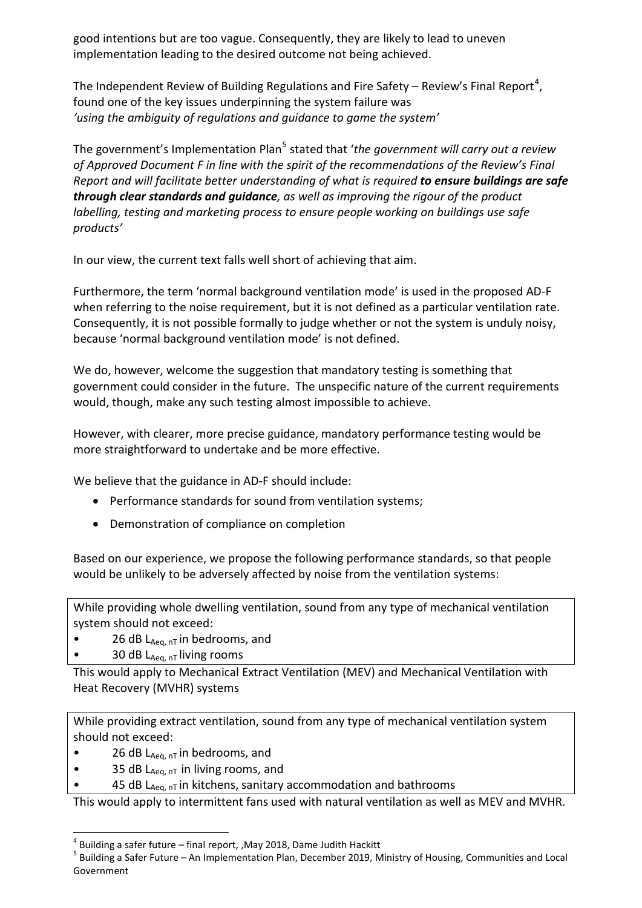good intentions but are too vague. Consequently, they are likely to lead to uneven implementation leading to the desired outcome not being achieved.

The Independent Review of Building Regulations and Fire Safety – Review's Final Report[4], found one of the key issues underpinning the system failure was *'using the ambiguity of regulations and guidance to game the system'*

The government's Implementation Plan[5] stated that '*the government will carry out a review of Approved Document F in line with the spirit of the recommendations of the Review's Final Report and will facilitate better understanding of what is required* ***to ensure buildings are safe through clear standards and guidance****, as well as improving the rigour of the product labelling, testing and marketing process to ensure people working on buildings use safe products'*

In our view, the current text falls well short of achieving that aim.

Furthermore, the term 'normal background ventilation mode' is used in the proposed AD-F when referring to the noise requirement, but it is not defined as a particular ventilation rate. Consequently, it is not possible formally to judge whether or not the system is unduly noisy, because 'normal background ventilation mode' is not defined.

We do, however, welcome the suggestion that mandatory testing is something that government could consider in the future. The unspecific nature of the current requirements would, though, make any such testing almost impossible to achieve.

However, with clearer, more precise guidance, mandatory performance testing would be more straightforward to undertake and be more effective.

We believe that the guidance in AD-F should include:

- Performance standards for sound from ventilation systems;
- Demonstration of compliance on completion

Based on our experience, we propose the following performance standards, so that people would be unlikely to be adversely affected by noise from the ventilation systems:

> While providing whole dwelling ventilation, sound from any type of mechanical ventilation system should not exceed:
> - 26 dB $L_{Aeq,\,nT}$ in bedrooms, and
> - 30 dB $L_{Aeq,\,nT}$ living rooms

This would apply to Mechanical Extract Ventilation (MEV) and Mechanical Ventilation with Heat Recovery (MVHR) systems

> While providing extract ventilation, sound from any type of mechanical ventilation system should not exceed:
> - 26 dB $L_{Aeq,\,nT}$ in bedrooms, and
> - 35 dB $L_{Aeq,\,nT}$ in living rooms, and
> - 45 dB $L_{Aeq,\,nT}$ in kitchens, sanitary accommodation and bathrooms

This would apply to intermittent fans used with natural ventilation as well as MEV and MVHR.

---

[4] Building a safer future – final report, ,May 2018, Dame Judith Hackitt

[5] Building a Safer Future – An Implementation Plan, December 2019, Ministry of Housing, Communities and Local Government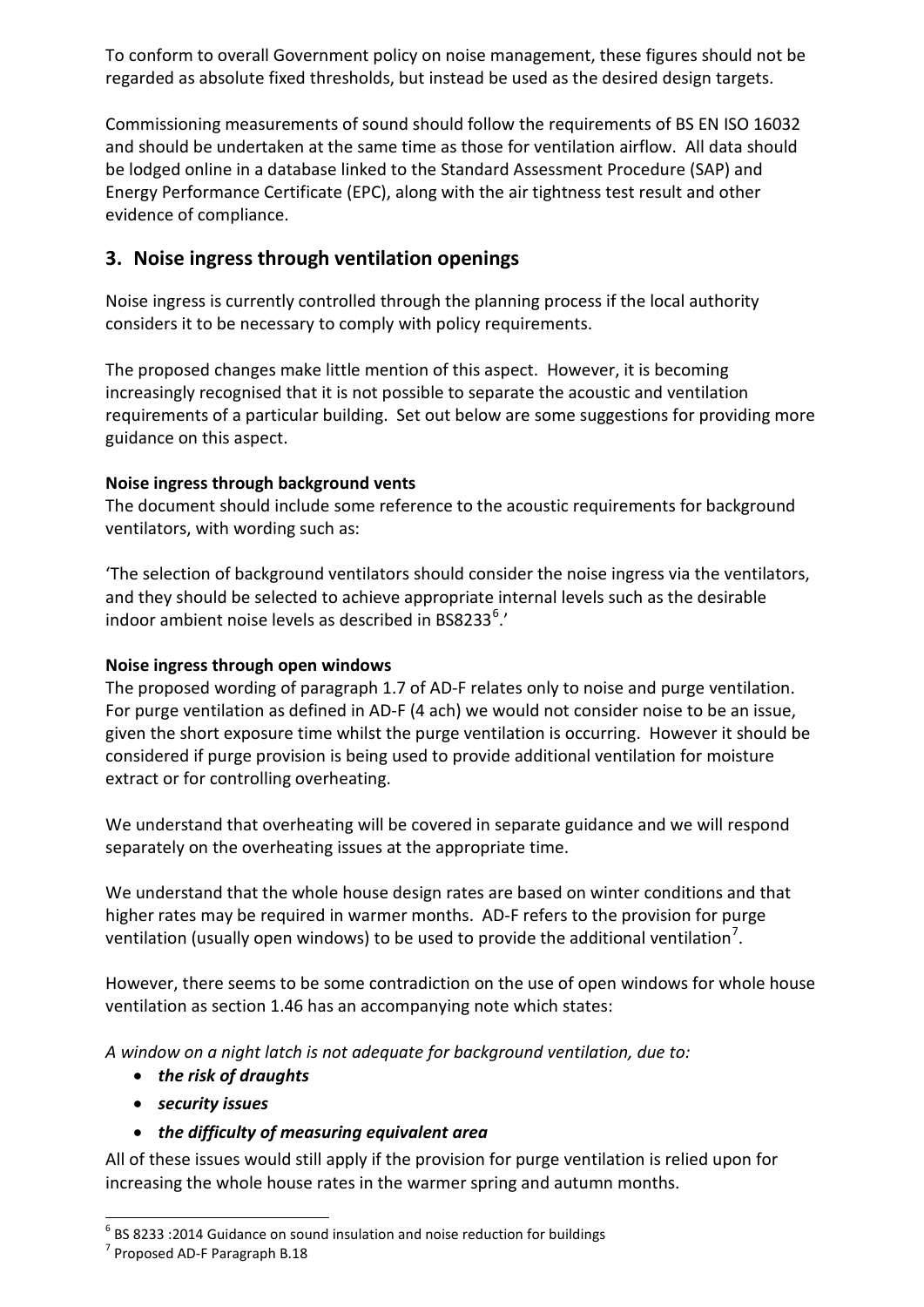To conform to overall Government policy on noise management, these figures should not be regarded as absolute fixed thresholds, but instead be used as the desired design targets.

Commissioning measurements of sound should follow the requirements of BS EN ISO 16032 and should be undertaken at the same time as those for ventilation airflow. All data should be lodged online in a database linked to the Standard Assessment Procedure (SAP) and Energy Performance Certificate (EPC), along with the air tightness test result and other evidence of compliance.

## 3. Noise ingress through ventilation openings

Noise ingress is currently controlled through the planning process if the local authority considers it to be necessary to comply with policy requirements.

The proposed changes make little mention of this aspect. However, it is becoming increasingly recognised that it is not possible to separate the acoustic and ventilation requirements of a particular building. Set out below are some suggestions for providing more guidance on this aspect.

**Noise ingress through background vents**

The document should include some reference to the acoustic requirements for background ventilators, with wording such as:

'The selection of background ventilators should consider the noise ingress via the ventilators, and they should be selected to achieve appropriate internal levels such as the desirable indoor ambient noise levels as described in BS8233[6].'

**Noise ingress through open windows**

The proposed wording of paragraph 1.7 of AD-F relates only to noise and purge ventilation. For purge ventilation as defined in AD-F (4 ach) we would not consider noise to be an issue, given the short exposure time whilst the purge ventilation is occurring. However it should be considered if purge provision is being used to provide additional ventilation for moisture extract or for controlling overheating.

We understand that overheating will be covered in separate guidance and we will respond separately on the overheating issues at the appropriate time.

We understand that the whole house design rates are based on winter conditions and that higher rates may be required in warmer months. AD-F refers to the provision for purge ventilation (usually open windows) to be used to provide the additional ventilation[7].

However, there seems to be some contradiction on the use of open windows for whole house ventilation as section 1.46 has an accompanying note which states:

*A window on a night latch is not adequate for background ventilation, due to:*

- ***the risk of draughts***
- ***security issues***
- ***the difficulty of measuring equivalent area***

All of these issues would still apply if the provision for purge ventilation is relied upon for increasing the whole house rates in the warmer spring and autumn months.

---

[6] BS 8233 :2014 Guidance on sound insulation and noise reduction for buildings

[7] Proposed AD-F Paragraph B.18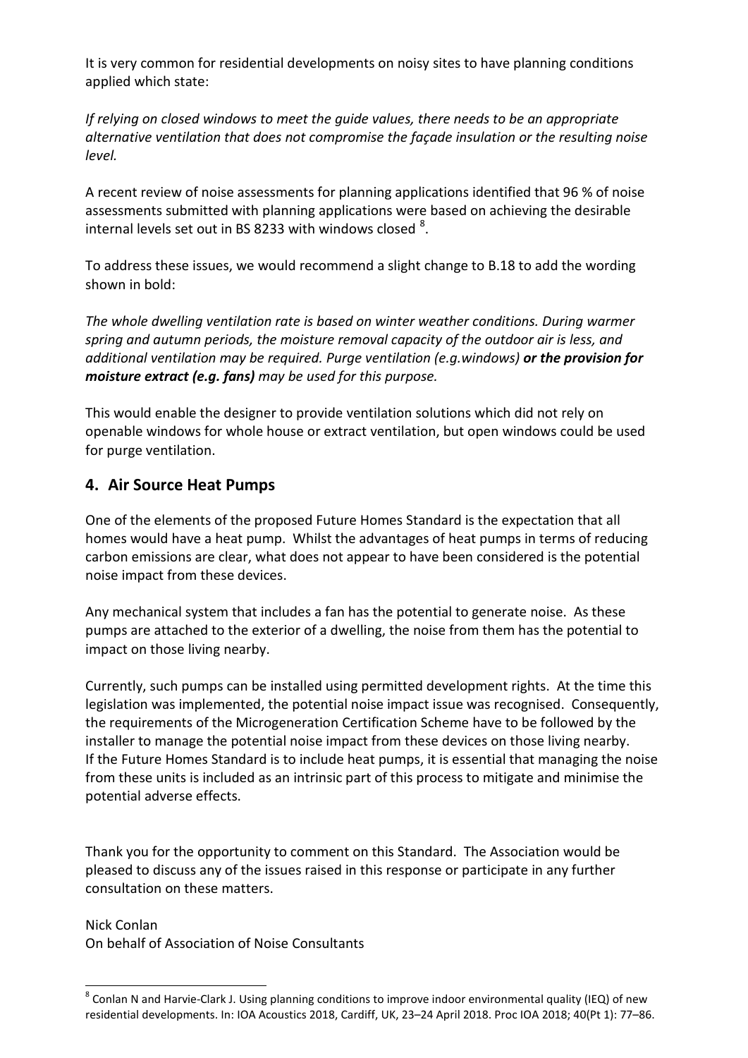It is very common for residential developments on noisy sites to have planning conditions applied which state:

*If relying on closed windows to meet the guide values, there needs to be an appropriate alternative ventilation that does not compromise the façade insulation or the resulting noise level.*

A recent review of noise assessments for planning applications identified that 96 % of noise assessments submitted with planning applications were based on achieving the desirable internal levels set out in BS 8233 with windows closed [8].

To address these issues, we would recommend a slight change to B.18 to add the wording shown in bold:

*The whole dwelling ventilation rate is based on winter weather conditions. During warmer spring and autumn periods, the moisture removal capacity of the outdoor air is less, and additional ventilation may be required. Purge ventilation (e.g.windows)* ***or the provision for moisture extract (e.g. fans)*** *may be used for this purpose.*

This would enable the designer to provide ventilation solutions which did not rely on openable windows for whole house or extract ventilation, but open windows could be used for purge ventilation.

## 4. Air Source Heat Pumps

One of the elements of the proposed Future Homes Standard is the expectation that all homes would have a heat pump. Whilst the advantages of heat pumps in terms of reducing carbon emissions are clear, what does not appear to have been considered is the potential noise impact from these devices.

Any mechanical system that includes a fan has the potential to generate noise. As these pumps are attached to the exterior of a dwelling, the noise from them has the potential to impact on those living nearby.

Currently, such pumps can be installed using permitted development rights. At the time this legislation was implemented, the potential noise impact issue was recognised. Consequently, the requirements of the Microgeneration Certification Scheme have to be followed by the installer to manage the potential noise impact from these devices on those living nearby. If the Future Homes Standard is to include heat pumps, it is essential that managing the noise from these units is included as an intrinsic part of this process to mitigate and minimise the potential adverse effects.

Thank you for the opportunity to comment on this Standard. The Association would be pleased to discuss any of the issues raised in this response or participate in any further consultation on these matters.

Nick Conlan
On behalf of Association of Noise Consultants

---

[8] Conlan N and Harvie-Clark J. Using planning conditions to improve indoor environmental quality (IEQ) of new residential developments. In: IOA Acoustics 2018, Cardiff, UK, 23–24 April 2018. Proc IOA 2018; 40(Pt 1): 77–86.